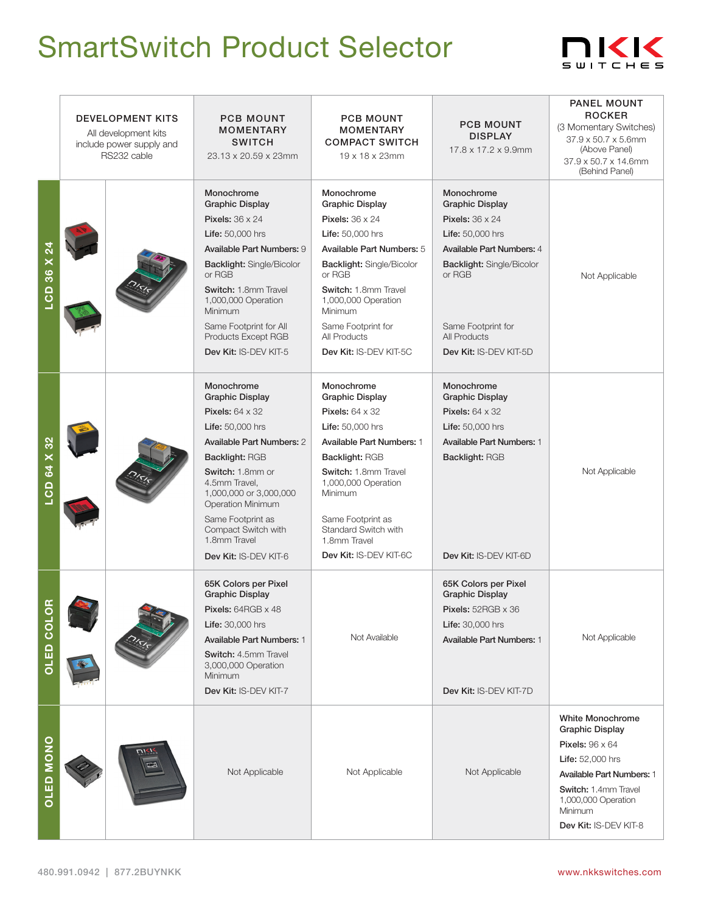# SmartSwitch Product Selector

| | DEVELOPMENT KITS<br>All development kits include power supply and RS232 cable | PCB MOUNT MOMENTARY SWITCH<br>23.13 x 20.59 x 23mm | PCB MOUNT MOMENTARY COMPACT SWITCH<br>19 x 18 x 23mm | PCB MOUNT DISPLAY<br>17.8 x 17.2 x 9.9mm | PANEL MOUNT ROCKER<br>(3 Momentary Switches)<br>37.9 x 50.7 x 5.6mm (Above Panel)<br>37.9 x 50.7 x 14.6mm (Behind Panel) |
|---|---|---|---|---|---|
| **LCD 36 X 24** | | Monochrome Graphic Display<br>**Pixels:** 36 x 24<br>**Life:** 50,000 hrs<br>**Available Part Numbers:** 9<br>**Backlight:** Single/Bicolor or RGB<br>**Switch:** 1.8mm Travel 1,000,000 Operation Minimum<br>Same Footprint for All Products Except RGB<br>**Dev Kit:** IS-DEV KIT-5 | Monochrome Graphic Display<br>**Pixels:** 36 x 24<br>**Life:** 50,000 hrs<br>**Available Part Numbers:** 5<br>**Backlight:** Single/Bicolor or RGB<br>**Switch:** 1.8mm Travel 1,000,000 Operation Minimum<br>Same Footprint for All Products<br>**Dev Kit:** IS-DEV KIT-5C | Monochrome Graphic Display<br>**Pixels:** 36 x 24<br>**Life:** 50,000 hrs<br>**Available Part Numbers:** 4<br>**Backlight:** Single/Bicolor or RGB<br>Same Footprint for All Products<br>**Dev Kit:** IS-DEV KIT-5D | Not Applicable |
| **LCD 64 X 32** | | Monochrome Graphic Display<br>**Pixels:** 64 x 32<br>**Life:** 50,000 hrs<br>**Available Part Numbers:** 2<br>**Backlight:** RGB<br>**Switch:** 1.8mm or 4.5mm Travel, 1,000,000 or 3,000,000 Operation Minimum<br>Same Footprint as Compact Switch with 1.8mm Travel<br>**Dev Kit:** IS-DEV KIT-6 | Monochrome Graphic Display<br>**Pixels:** 64 x 32<br>**Life:** 50,000 hrs<br>**Available Part Numbers:** 1<br>**Backlight:** RGB<br>**Switch:** 1.8mm Travel 1,000,000 Operation Minimum<br>Same Footprint as Standard Switch with 1.8mm Travel<br>**Dev Kit:** IS-DEV KIT-6C | Monochrome Graphic Display<br>**Pixels:** 64 x 32<br>**Life:** 50,000 hrs<br>**Available Part Numbers:** 1<br>**Backlight:** RGB<br>**Dev Kit:** IS-DEV KIT-6D | Not Applicable |
| **OLED COLOR** | | 65K Colors per Pixel Graphic Display<br>**Pixels:** 64RGB x 48<br>**Life:** 30,000 hrs<br>**Available Part Numbers:** 1<br>**Switch:** 4.5mm Travel 3,000,000 Operation Minimum<br>**Dev Kit:** IS-DEV KIT-7 | Not Available | 65K Colors per Pixel Graphic Display<br>**Pixels:** 52RGB x 36<br>**Life:** 30,000 hrs<br>**Available Part Numbers:** 1<br>**Dev Kit:** IS-DEV KIT-7D | Not Applicable |
| **OLED MONO** | | Not Applicable | Not Applicable | Not Applicable | White Monochrome Graphic Display<br>**Pixels:** 96 x 64<br>**Life:** 52,000 hrs<br>**Available Part Numbers:** 1<br>**Switch:** 1.4mm Travel 1,000,000 Operation Minimum<br>**Dev Kit:** IS-DEV KIT-8 |

480.991.0942 | 877.2BUYNKK

www.nkkswitches.com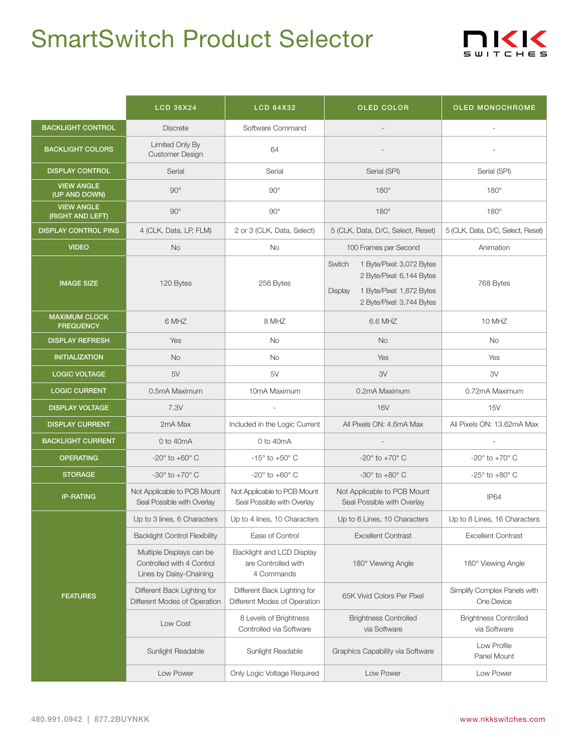# SmartSwitch Product Selector

| | LCD 36X24 | LCD 64X32 | OLED COLOR | OLED MONOCHROME |
|---|---|---|---|---|
| BACKLIGHT CONTROL | Discrete | Software Command | - | - |
| BACKLIGHT COLORS | Limited Only By Customer Design | 64 | - | - |
| DISPLAY CONTROL | Serial | Serial | Serial (SPI) | Serial (SPI) |
| VIEW ANGLE (UP AND DOWN) | 90° | 90° | 180° | 180° |
| VIEW ANGLE (RIGHT AND LEFT) | 90° | 90° | 180° | 180° |
| DISPLAY CONTROL PINS | 4 (CLK, Data, LP, FLM) | 2 or 3 (CLK, Data, Select) | 5 (CLK, Data, D/C, Select, Reset) | 5 (CLK, Data, D/C, Select, Reset) |
| VIDEO | No | No | 100 Frames per Second | Animation |
| IMAGE SIZE | 120 Bytes | 256 Bytes | Switch: 1 Byte/Pixel: 3,072 Bytes; 2 Byte/Pixel: 6,144 Bytes<br>Display: 1 Byte/Pixel: 1,872 Bytes; 2 Byte/Pixel: 3,744 Bytes | 768 Bytes |
| MAXIMUM CLOCK FREQUENCY | 6 MHZ | 8 MHZ | 6.6 MHZ | 10 MHZ |
| DISPLAY REFRESH | Yes | No | No | No |
| INITIALIZATION | No | No | Yes | Yes |
| LOGIC VOLTAGE | 5V | 5V | 3V | 3V |
| LOGIC CURRENT | 0.5mA Maximum | 10mA Maximum | 0.2mA Maximum | 0.72mA Maximum |
| DISPLAY VOLTAGE | 7.3V | - | 16V | 15V |
| DISPLAY CURRENT | 2mA Max | Included in the Logic Current | All Pixels ON: 4.6mA Max | All Pixels ON: 13.62mA Max |
| BACKLIGHT CURRENT | 0 to 40mA | 0 to 40mA | - | - |
| OPERATING | -20° to +60° C | -15° to +50° C | -20° to +70° C | -20° to +70° C |
| STORAGE | -30° to +70° C | -20° to +60° C | -30° to +80° C | -25° to +80° C |
| IP-RATING | Not Applicable to PCB Mount Seal Possible with Overlay | Not Applicable to PCB Mount Seal Possible with Overlay | Not Applicable to PCB Mount Seal Possible with Overlay | IP64 |
| FEATURES | Up to 3 lines, 6 Characters | Up to 4 lines, 10 Characters | Up to 6 Lines, 10 Characters | Up to 8 Lines, 16 Characters |
| | Backlight Control Flexibility | Ease of Control | Excellent Contrast | Excellent Contrast |
| | Multiple Displays can be Controlled with 4 Control Lines by Daisy-Chaining | Backlight and LCD Display are Controlled with 4 Commands | 180° Viewing Angle | 180° Viewing Angle |
| | Different Back Lighting for Different Modes of Operation | Different Back Lighting for Different Modes of Operation | 65K Vivid Colors Per Pixel | Simplify Complex Panels with One Device |
| | Low Cost | 8 Levels of Brightness Controlled via Software | Brightness Controlled via Software | Brightness Controlled via Software |
| | Sunlight Readable | Sunlight Readable | Graphics Capability via Software | Low Profile Panel Mount |
| | Low Power | Only Logic Voltage Required | Low Power | Low Power |

480.991.0942 | 877.2BUYNKK

www.nkkswitches.com